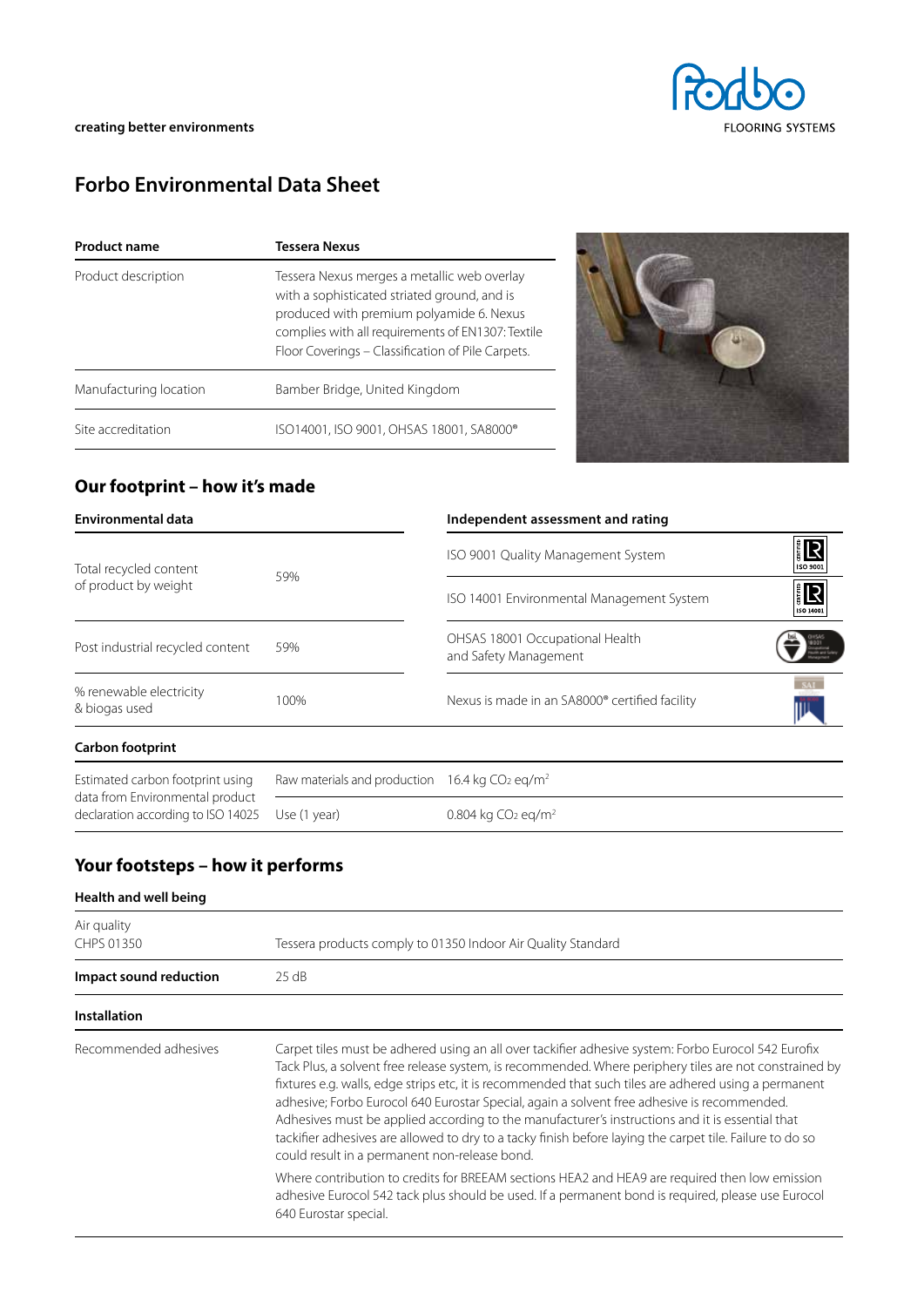creating better environments

# Forbo Environmental Data Sheet

| Product name | Tessera Nexus |
| --- | --- |
| Product description | Tessera Nexus merges a metallic web overlay with a sophisticated striated ground, and is produced with premium polyamide 6. Nexus complies with all requirements of EN1307: Textile Floor Coverings – Classification of Pile Carpets. |
| Manufacturing location | Bamber Bridge, United Kingdom |
| Site accreditation | ISO14001, ISO 9001, OHSAS 18001, SA8000® |

## Our footprint – how it's made

| Environmental data | |
| --- | --- |
| Total recycled content of product by weight | 59% |
| Post industrial recycled content | 59% |
| % renewable electricity & biogas used | 100% |

| Independent assessment and rating |
| --- |
| ISO 9001 Quality Management System |
| ISO 14001 Environmental Management System |
| OHSAS 18001 Occupational Health and Safety Management |
| Nexus is made in an SA8000® certified facility |

### Carbon footprint

| | | |
| --- | --- | --- |
| Estimated carbon footprint using data from Environmental product declaration according to ISO 14025 | Raw materials and production | 16.4 kg $CO_2$ eq/m$^2$ |
| | Use (1 year) | 0.804 kg $CO_2$ eq/m$^2$ |

## Your footsteps – how it performs

### Health and well being

| | |
| --- | --- |
| Air quality CHPS 01350 | Tessera products comply to 01350 Indoor Air Quality Standard |
| **Impact sound reduction** | 25 dB |

### Installation

| | |
| --- | --- |
| Recommended adhesives | Carpet tiles must be adhered using an all over tackifier adhesive system: Forbo Eurocol 542 Eurofix Tack Plus, a solvent free release system, is recommended. Where periphery tiles are not constrained by fixtures e.g. walls, edge strips etc, it is recommended that such tiles are adhered using a permanent adhesive; Forbo Eurocol 640 Eurostar Special, again a solvent free adhesive is recommended. Adhesives must be applied according to the manufacturer's instructions and it is essential that tackifier adhesives are allowed to dry to a tacky finish before laying the carpet tile. Failure to do so could result in a permanent non-release bond.<br><br>Where contribution to credits for BREEAM sections HEA2 and HEA9 are required then low emission adhesive Eurocol 542 tack plus should be used. If a permanent bond is required, please use Eurocol 640 Eurostar special. |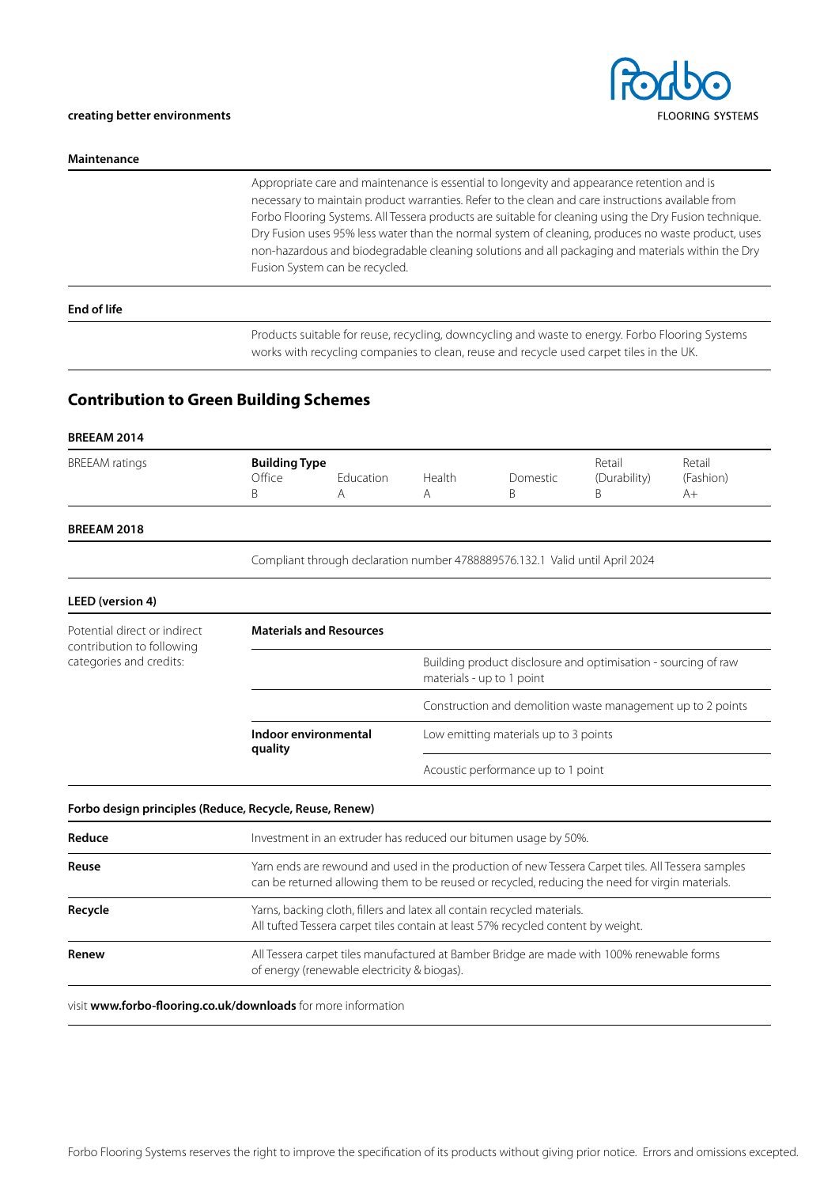## Maintenance

Appropriate care and maintenance is essential to longevity and appearance retention and is necessary to maintain product warranties. Refer to the clean and care instructions available from Forbo Flooring Systems. All Tessera products are suitable for cleaning using the Dry Fusion technique. Dry Fusion uses 95% less water than the normal system of cleaning, produces no waste product, uses non-hazardous and biodegradable cleaning solutions and all packaging and materials within the Dry Fusion System can be recycled.

## End of life

Products suitable for reuse, recycling, downcycling and waste to energy. Forbo Flooring Systems works with recycling companies to clean, reuse and recycle used carpet tiles in the UK.

# Contribution to Green Building Schemes

## BREEAM 2014

| | Building Type | | | | | |
|---|---|---|---|---|---|---|
| BREEAM ratings | Office | Education | Health | Domestic | Retail (Durability) | Retail (Fashion) |
| | B | A | A | B | B | A+ |

## BREEAM 2018

Compliant through declaration number 4788889576.132.1 Valid until April 2024

## LEED (version 4)

| | | |
|---|---|---|
| Potential direct or indirect contribution to following categories and credits: | **Materials and Resources** | |
| | | Building product disclosure and optimisation - sourcing of raw materials - up to 1 point |
| | | Construction and demolition waste management up to 2 points |
| | **Indoor environmental quality** | Low emitting materials up to 3 points |
| | | Acoustic performance up to 1 point |

## Forbo design principles (Reduce, Recycle, Reuse, Renew)

| | |
|---|---|
| **Reduce** | Investment in an extruder has reduced our bitumen usage by 50%. |
| **Reuse** | Yarn ends are rewound and used in the production of new Tessera Carpet tiles. All Tessera samples can be returned allowing them to be reused or recycled, reducing the need for virgin materials. |
| **Recycle** | Yarns, backing cloth, fillers and latex all contain recycled materials. All tufted Tessera carpet tiles contain at least 57% recycled content by weight. |
| **Renew** | All Tessera carpet tiles manufactured at Bamber Bridge are made with 100% renewable forms of energy (renewable electricity & biogas). |

visit **www.forbo-flooring.co.uk/downloads** for more information

Forbo Flooring Systems reserves the right to improve the specification of its products without giving prior notice. Errors and omissions excepted.